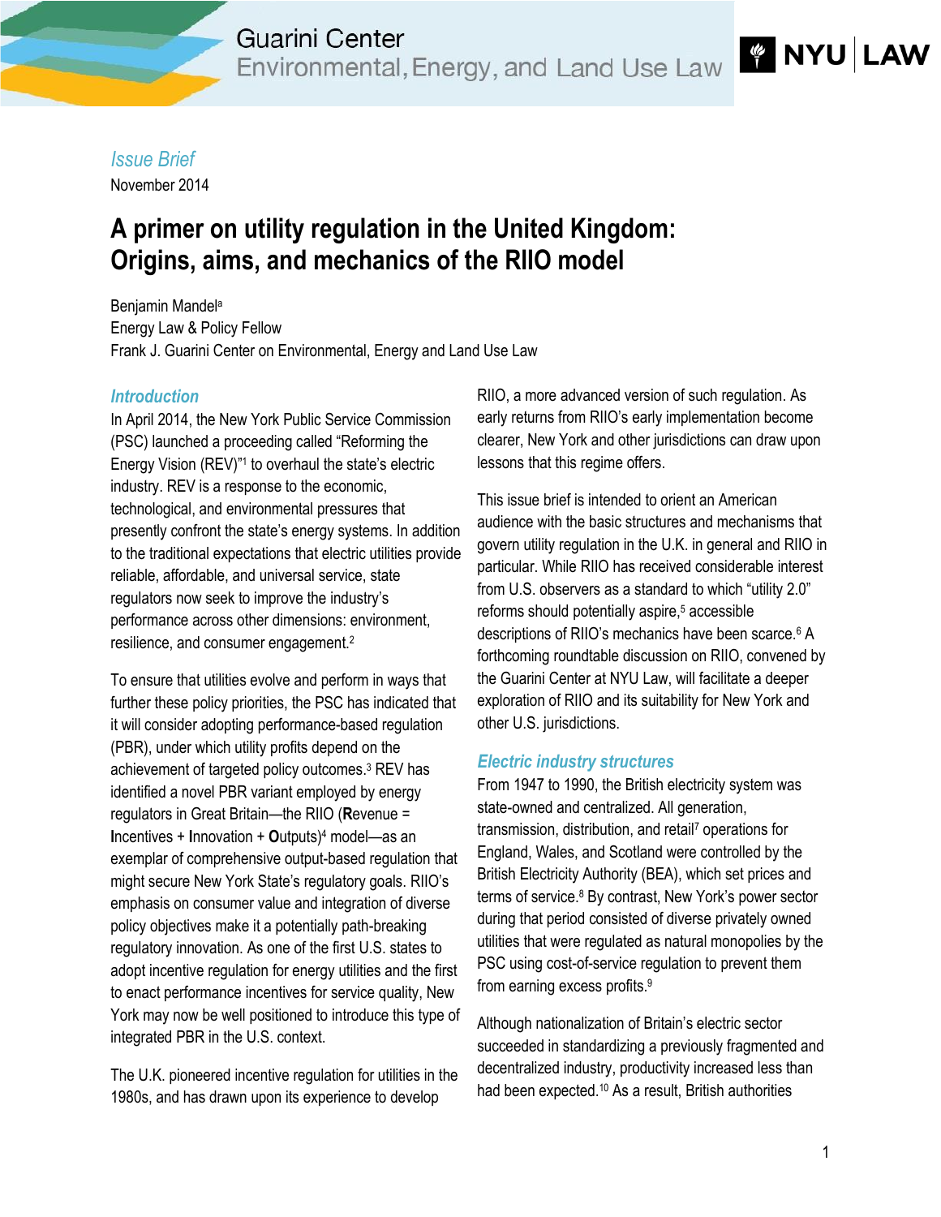Guarini Center
Environmental, Energy, and Land Use Law

*Issue Brief*
November 2014

# A primer on utility regulation in the United Kingdom: Origins, aims, and mechanics of the RIIO model

Benjamin Mandel[a]
Energy Law & Policy Fellow
Frank J. Guarini Center on Environmental, Energy and Land Use Law

## Introduction

In April 2014, the New York Public Service Commission (PSC) launched a proceeding called "Reforming the Energy Vision (REV)"[1] to overhaul the state's electric industry. REV is a response to the economic, technological, and environmental pressures that presently confront the state's energy systems. In addition to the traditional expectations that electric utilities provide reliable, affordable, and universal service, state regulators now seek to improve the industry's performance across other dimensions: environment, resilience, and consumer engagement.[2]

To ensure that utilities evolve and perform in ways that further these policy priorities, the PSC has indicated that it will consider adopting performance-based regulation (PBR), under which utility profits depend on the achievement of targeted policy outcomes.[3] REV has identified a novel PBR variant employed by energy regulators in Great Britain—the RIIO (**R**evenue = **I**ncentives + **I**nnovation + **O**utputs)[4] model—as an exemplar of comprehensive output-based regulation that might secure New York State's regulatory goals. RIIO's emphasis on consumer value and integration of diverse policy objectives make it a potentially path-breaking regulatory innovation. As one of the first U.S. states to adopt incentive regulation for energy utilities and the first to enact performance incentives for service quality, New York may now be well positioned to introduce this type of integrated PBR in the U.S. context.

The U.K. pioneered incentive regulation for utilities in the 1980s, and has drawn upon its experience to develop RIIO, a more advanced version of such regulation. As early returns from RIIO's early implementation become clearer, New York and other jurisdictions can draw upon lessons that this regime offers.

This issue brief is intended to orient an American audience with the basic structures and mechanisms that govern utility regulation in the U.K. in general and RIIO in particular. While RIIO has received considerable interest from U.S. observers as a standard to which "utility 2.0" reforms should potentially aspire,[5] accessible descriptions of RIIO's mechanics have been scarce.[6] A forthcoming roundtable discussion on RIIO, convened by the Guarini Center at NYU Law, will facilitate a deeper exploration of RIIO and its suitability for New York and other U.S. jurisdictions.

## Electric industry structures

From 1947 to 1990, the British electricity system was state-owned and centralized. All generation, transmission, distribution, and retail[7] operations for England, Wales, and Scotland were controlled by the British Electricity Authority (BEA), which set prices and terms of service.[8] By contrast, New York's power sector during that period consisted of diverse privately owned utilities that were regulated as natural monopolies by the PSC using cost-of-service regulation to prevent them from earning excess profits.[9]

Although nationalization of Britain's electric sector succeeded in standardizing a previously fragmented and decentralized industry, productivity increased less than had been expected.[10] As a result, British authorities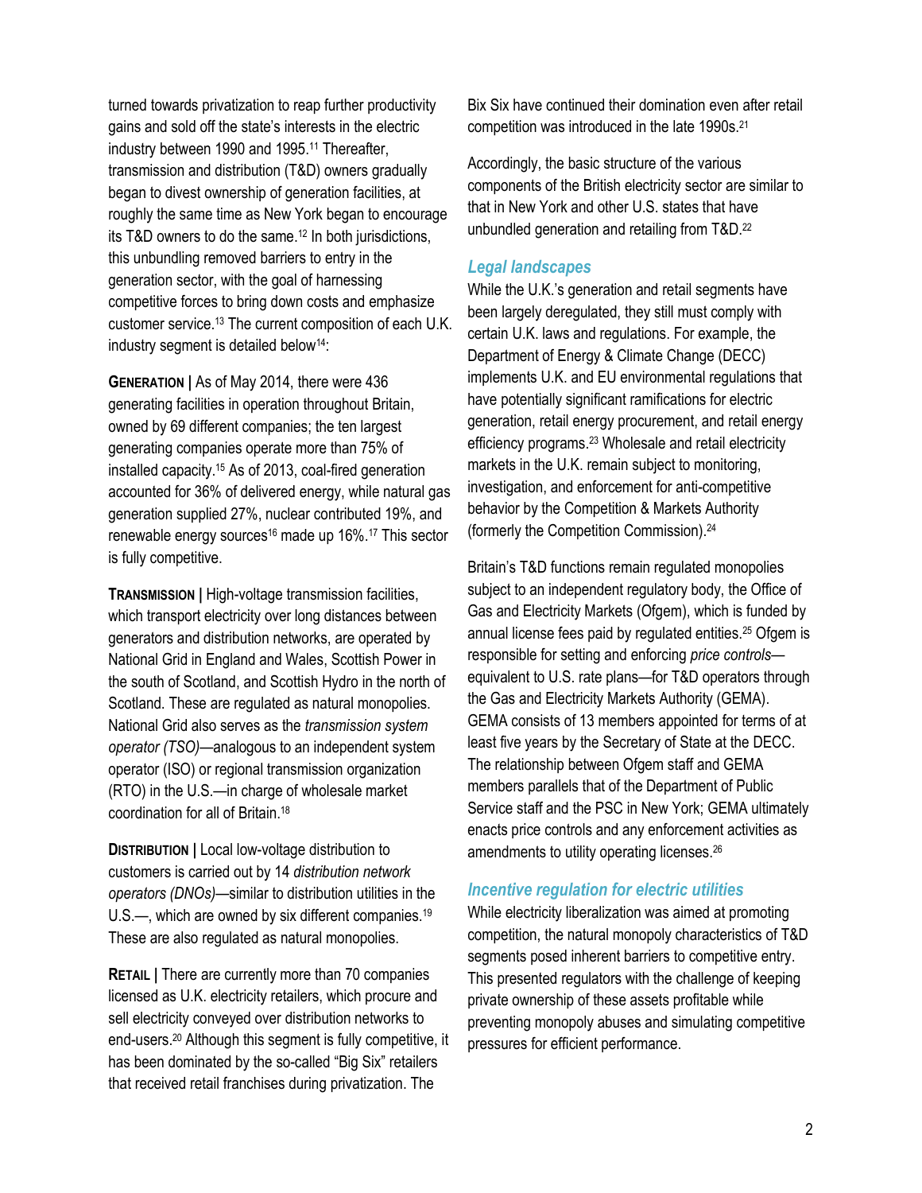turned towards privatization to reap further productivity gains and sold off the state's interests in the electric industry between 1990 and 1995.[11] Thereafter, transmission and distribution (T&D) owners gradually began to divest ownership of generation facilities, at roughly the same time as New York began to encourage its T&D owners to do the same.[12] In both jurisdictions, this unbundling removed barriers to entry in the generation sector, with the goal of harnessing competitive forces to bring down costs and emphasize customer service.[13] The current composition of each U.K. industry segment is detailed below[14]:

**GENERATION |** As of May 2014, there were 436 generating facilities in operation throughout Britain, owned by 69 different companies; the ten largest generating companies operate more than 75% of installed capacity.[15] As of 2013, coal-fired generation accounted for 36% of delivered energy, while natural gas generation supplied 27%, nuclear contributed 19%, and renewable energy sources[16] made up 16%.[17] This sector is fully competitive.

**TRANSMISSION |** High-voltage transmission facilities, which transport electricity over long distances between generators and distribution networks, are operated by National Grid in England and Wales, Scottish Power in the south of Scotland, and Scottish Hydro in the north of Scotland. These are regulated as natural monopolies. National Grid also serves as the *transmission system operator (TSO)*—analogous to an independent system operator (ISO) or regional transmission organization (RTO) in the U.S.—in charge of wholesale market coordination for all of Britain.[18]

**DISTRIBUTION |** Local low-voltage distribution to customers is carried out by 14 *distribution network operators (DNOs)*—similar to distribution utilities in the U.S.—, which are owned by six different companies.[19] These are also regulated as natural monopolies.

**RETAIL |** There are currently more than 70 companies licensed as U.K. electricity retailers, which procure and sell electricity conveyed over distribution networks to end-users.[20] Although this segment is fully competitive, it has been dominated by the so-called "Big Six" retailers that received retail franchises during privatization. The Bix Six have continued their domination even after retail competition was introduced in the late 1990s.[21]

Accordingly, the basic structure of the various components of the British electricity sector are similar to that in New York and other U.S. states that have unbundled generation and retailing from T&D.[22]

## Legal landscapes

While the U.K.'s generation and retail segments have been largely deregulated, they still must comply with certain U.K. laws and regulations. For example, the Department of Energy & Climate Change (DECC) implements U.K. and EU environmental regulations that have potentially significant ramifications for electric generation, retail energy procurement, and retail energy efficiency programs.[23] Wholesale and retail electricity markets in the U.K. remain subject to monitoring, investigation, and enforcement for anti-competitive behavior by the Competition & Markets Authority (formerly the Competition Commission).[24]

Britain's T&D functions remain regulated monopolies subject to an independent regulatory body, the Office of Gas and Electricity Markets (Ofgem), which is funded by annual license fees paid by regulated entities.[25] Ofgem is responsible for setting and enforcing *price controls*—equivalent to U.S. rate plans—for T&D operators through the Gas and Electricity Markets Authority (GEMA). GEMA consists of 13 members appointed for terms of at least five years by the Secretary of State at the DECC. The relationship between Ofgem staff and GEMA members parallels that of the Department of Public Service staff and the PSC in New York; GEMA ultimately enacts price controls and any enforcement activities as amendments to utility operating licenses.[26]

## Incentive regulation for electric utilities

While electricity liberalization was aimed at promoting competition, the natural monopoly characteristics of T&D segments posed inherent barriers to competitive entry. This presented regulators with the challenge of keeping private ownership of these assets profitable while preventing monopoly abuses and simulating competitive pressures for efficient performance.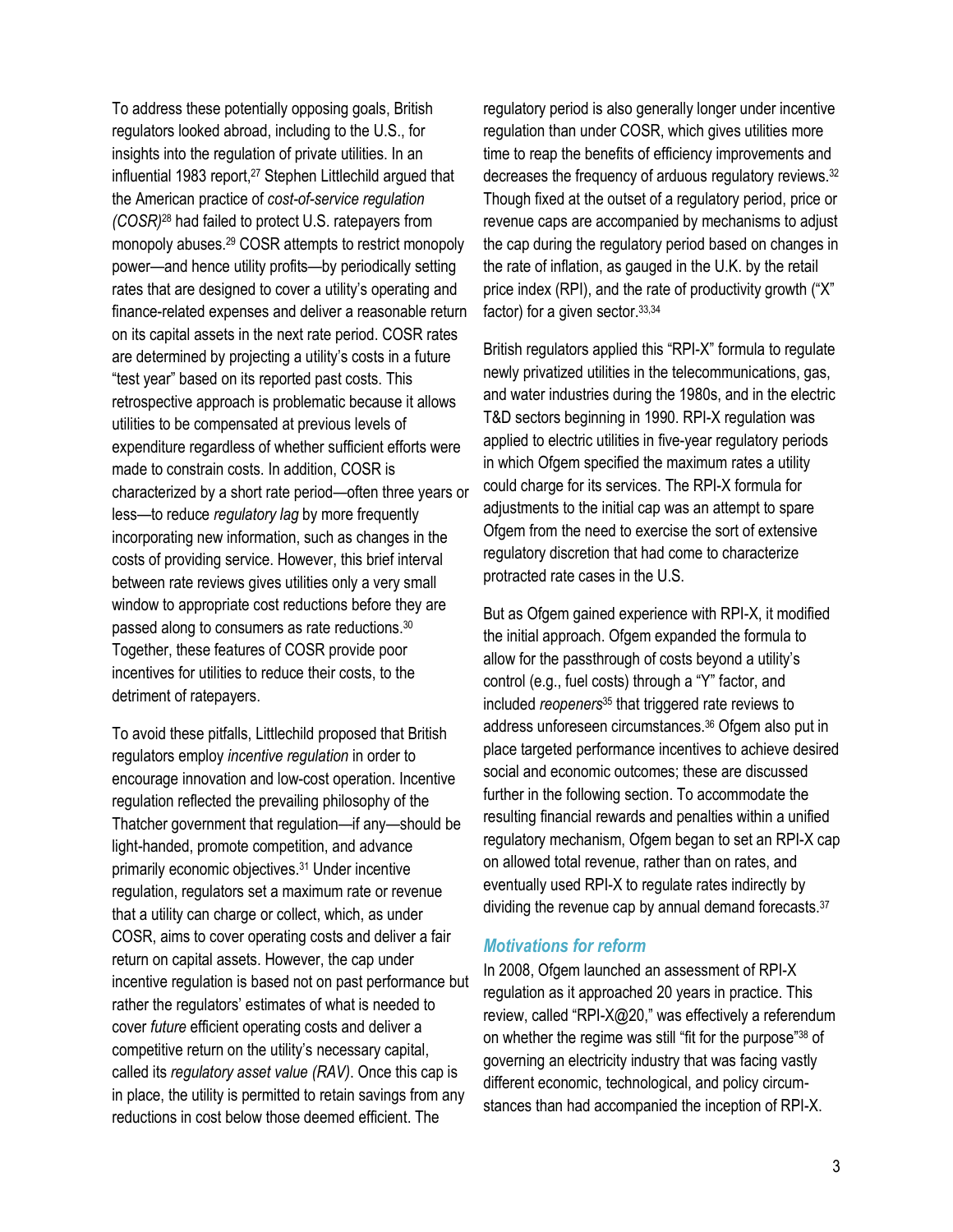To address these potentially opposing goals, British regulators looked abroad, including to the U.S., for insights into the regulation of private utilities. In an influential 1983 report,[27] Stephen Littlechild argued that the American practice of *cost-of-service regulation (COSR)*[28] had failed to protect U.S. ratepayers from monopoly abuses.[29] COSR attempts to restrict monopoly power—and hence utility profits—by periodically setting rates that are designed to cover a utility's operating and finance-related expenses and deliver a reasonable return on its capital assets in the next rate period. COSR rates are determined by projecting a utility's costs in a future "test year" based on its reported past costs. This retrospective approach is problematic because it allows utilities to be compensated at previous levels of expenditure regardless of whether sufficient efforts were made to constrain costs. In addition, COSR is characterized by a short rate period—often three years or less—to reduce *regulatory lag* by more frequently incorporating new information, such as changes in the costs of providing service. However, this brief interval between rate reviews gives utilities only a very small window to appropriate cost reductions before they are passed along to consumers as rate reductions.[30] Together, these features of COSR provide poor incentives for utilities to reduce their costs, to the detriment of ratepayers.

To avoid these pitfalls, Littlechild proposed that British regulators employ *incentive regulation* in order to encourage innovation and low-cost operation. Incentive regulation reflected the prevailing philosophy of the Thatcher government that regulation—if any—should be light-handed, promote competition, and advance primarily economic objectives.[31] Under incentive regulation, regulators set a maximum rate or revenue that a utility can charge or collect, which, as under COSR, aims to cover operating costs and deliver a fair return on capital assets. However, the cap under incentive regulation is based not on past performance but rather the regulators' estimates of what is needed to cover *future* efficient operating costs and deliver a competitive return on the utility's necessary capital, called its *regulatory asset value (RAV)*. Once this cap is in place, the utility is permitted to retain savings from any reductions in cost below those deemed efficient. The regulatory period is also generally longer under incentive regulation than under COSR, which gives utilities more time to reap the benefits of efficiency improvements and decreases the frequency of arduous regulatory reviews.[32] Though fixed at the outset of a regulatory period, price or revenue caps are accompanied by mechanisms to adjust the cap during the regulatory period based on changes in the rate of inflation, as gauged in the U.K. by the retail price index (RPI), and the rate of productivity growth ("X" factor) for a given sector.[33,34]

British regulators applied this "RPI-X" formula to regulate newly privatized utilities in the telecommunications, gas, and water industries during the 1980s, and in the electric T&D sectors beginning in 1990. RPI-X regulation was applied to electric utilities in five-year regulatory periods in which Ofgem specified the maximum rates a utility could charge for its services. The RPI-X formula for adjustments to the initial cap was an attempt to spare Ofgem from the need to exercise the sort of extensive regulatory discretion that had come to characterize protracted rate cases in the U.S.

But as Ofgem gained experience with RPI-X, it modified the initial approach. Ofgem expanded the formula to allow for the passthrough of costs beyond a utility's control (e.g., fuel costs) through a "Y" factor, and included *reopeners*[35] that triggered rate reviews to address unforeseen circumstances.[36] Ofgem also put in place targeted performance incentives to achieve desired social and economic outcomes; these are discussed further in the following section. To accommodate the resulting financial rewards and penalties within a unified regulatory mechanism, Ofgem began to set an RPI-X cap on allowed total revenue, rather than on rates, and eventually used RPI-X to regulate rates indirectly by dividing the revenue cap by annual demand forecasts.[37]

### *Motivations for reform*

In 2008, Ofgem launched an assessment of RPI-X regulation as it approached 20 years in practice. This review, called "RPI-X@20," was effectively a referendum on whether the regime was still "fit for the purpose"[38] of governing an electricity industry that was facing vastly different economic, technological, and policy circumstances than had accompanied the inception of RPI-X.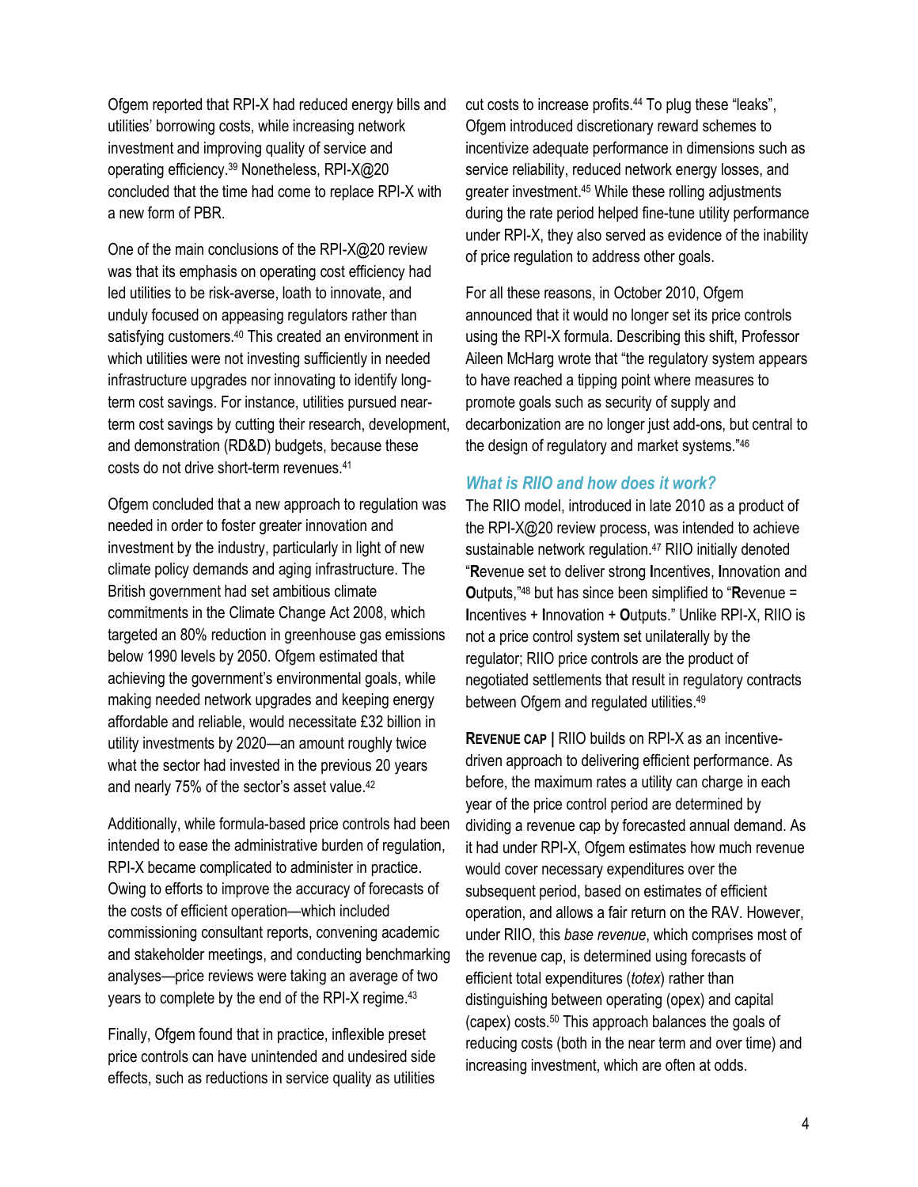Ofgem reported that RPI-X had reduced energy bills and utilities' borrowing costs, while increasing network investment and improving quality of service and operating efficiency.[39] Nonetheless, RPI-X@20 concluded that the time had come to replace RPI-X with a new form of PBR.

One of the main conclusions of the RPI-X@20 review was that its emphasis on operating cost efficiency had led utilities to be risk-averse, loath to innovate, and unduly focused on appeasing regulators rather than satisfying customers.[40] This created an environment in which utilities were not investing sufficiently in needed infrastructure upgrades nor innovating to identify long-term cost savings. For instance, utilities pursued near-term cost savings by cutting their research, development, and demonstration (RD&D) budgets, because these costs do not drive short-term revenues.[41]

Ofgem concluded that a new approach to regulation was needed in order to foster greater innovation and investment by the industry, particularly in light of new climate policy demands and aging infrastructure. The British government had set ambitious climate commitments in the Climate Change Act 2008, which targeted an 80% reduction in greenhouse gas emissions below 1990 levels by 2050. Ofgem estimated that achieving the government's environmental goals, while making needed network upgrades and keeping energy affordable and reliable, would necessitate £32 billion in utility investments by 2020—an amount roughly twice what the sector had invested in the previous 20 years and nearly 75% of the sector's asset value.[42]

Additionally, while formula-based price controls had been intended to ease the administrative burden of regulation, RPI-X became complicated to administer in practice. Owing to efforts to improve the accuracy of forecasts of the costs of efficient operation—which included commissioning consultant reports, convening academic and stakeholder meetings, and conducting benchmarking analyses—price reviews were taking an average of two years to complete by the end of the RPI-X regime.[43]

Finally, Ofgem found that in practice, inflexible preset price controls can have unintended and undesired side effects, such as reductions in service quality as utilities cut costs to increase profits.[44] To plug these "leaks", Ofgem introduced discretionary reward schemes to incentivize adequate performance in dimensions such as service reliability, reduced network energy losses, and greater investment.[45] While these rolling adjustments during the rate period helped fine-tune utility performance under RPI-X, they also served as evidence of the inability of price regulation to address other goals.

For all these reasons, in October 2010, Ofgem announced that it would no longer set its price controls using the RPI-X formula. Describing this shift, Professor Aileen McHarg wrote that "the regulatory system appears to have reached a tipping point where measures to promote goals such as security of supply and decarbonization are no longer just add-ons, but central to the design of regulatory and market systems."[46]

### *What is RIIO and how does it work?*

The RIIO model, introduced in late 2010 as a product of the RPI-X@20 review process, was intended to achieve sustainable network regulation.[47] RIIO initially denoted "**R**evenue set to deliver strong **I**ncentives, **I**nnovation and **O**utputs,"[48] but has since been simplified to "**R**evenue = **I**ncentives + **I**nnovation + **O**utputs." Unlike RPI-X, RIIO is not a price control system set unilaterally by the regulator; RIIO price controls are the product of negotiated settlements that result in regulatory contracts between Ofgem and regulated utilities.[49]

**REVENUE CAP |** RIIO builds on RPI-X as an incentive-driven approach to delivering efficient performance. As before, the maximum rates a utility can charge in each year of the price control period are determined by dividing a revenue cap by forecasted annual demand. As it had under RPI-X, Ofgem estimates how much revenue would cover necessary expenditures over the subsequent period, based on estimates of efficient operation, and allows a fair return on the RAV. However, under RIIO, this *base revenue*, which comprises most of the revenue cap, is determined using forecasts of efficient total expenditures (*totex*) rather than distinguishing between operating (opex) and capital (capex) costs.[50] This approach balances the goals of reducing costs (both in the near term and over time) and increasing investment, which are often at odds.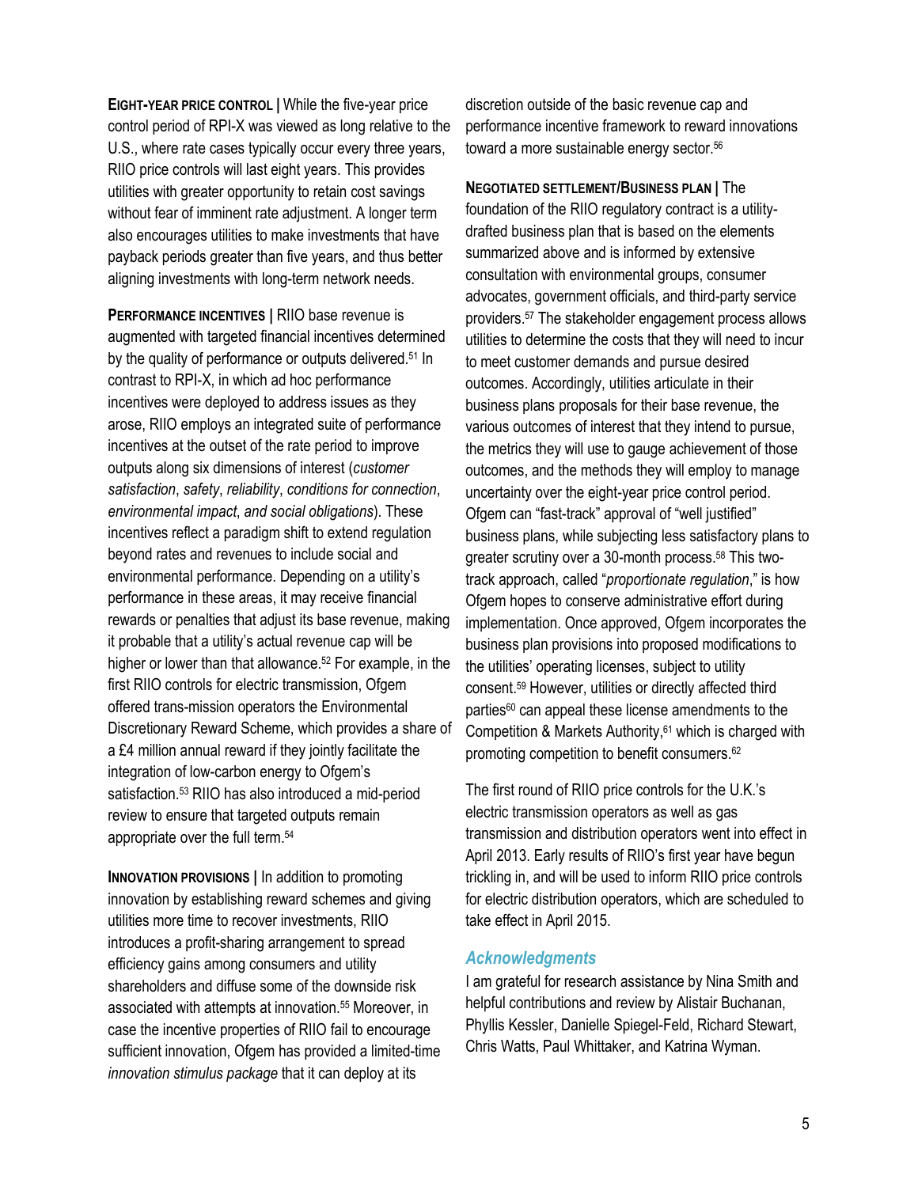**EIGHT-YEAR PRICE CONTROL |** While the five-year price control period of RPI-X was viewed as long relative to the U.S., where rate cases typically occur every three years, RIIO price controls will last eight years. This provides utilities with greater opportunity to retain cost savings without fear of imminent rate adjustment. A longer term also encourages utilities to make investments that have payback periods greater than five years, and thus better aligning investments with long-term network needs.

**PERFORMANCE INCENTIVES |** RIIO base revenue is augmented with targeted financial incentives determined by the quality of performance or outputs delivered.[51] In contrast to RPI-X, in which ad hoc performance incentives were deployed to address issues as they arose, RIIO employs an integrated suite of performance incentives at the outset of the rate period to improve outputs along six dimensions of interest (*customer satisfaction*, *safety*, *reliability*, *conditions for connection*, *environmental impact*, *and social obligations*). These incentives reflect a paradigm shift to extend regulation beyond rates and revenues to include social and environmental performance. Depending on a utility's performance in these areas, it may receive financial rewards or penalties that adjust its base revenue, making it probable that a utility's actual revenue cap will be higher or lower than that allowance.[52] For example, in the first RIIO controls for electric transmission, Ofgem offered trans-mission operators the Environmental Discretionary Reward Scheme, which provides a share of a £4 million annual reward if they jointly facilitate the integration of low-carbon energy to Ofgem's satisfaction.[53] RIIO has also introduced a mid-period review to ensure that targeted outputs remain appropriate over the full term.[54]

**INNOVATION PROVISIONS |** In addition to promoting innovation by establishing reward schemes and giving utilities more time to recover investments, RIIO introduces a profit-sharing arrangement to spread efficiency gains among consumers and utility shareholders and diffuse some of the downside risk associated with attempts at innovation.[55] Moreover, in case the incentive properties of RIIO fail to encourage sufficient innovation, Ofgem has provided a limited-time *innovation stimulus package* that it can deploy at its discretion outside of the basic revenue cap and performance incentive framework to reward innovations toward a more sustainable energy sector.[56]

**NEGOTIATED SETTLEMENT/BUSINESS PLAN |** The foundation of the RIIO regulatory contract is a utility-drafted business plan that is based on the elements summarized above and is informed by extensive consultation with environmental groups, consumer advocates, government officials, and third-party service providers.[57] The stakeholder engagement process allows utilities to determine the costs that they will need to incur to meet customer demands and pursue desired outcomes. Accordingly, utilities articulate in their business plans proposals for their base revenue, the various outcomes of interest that they intend to pursue, the metrics they will use to gauge achievement of those outcomes, and the methods they will employ to manage uncertainty over the eight-year price control period. Ofgem can "fast-track" approval of "well justified" business plans, while subjecting less satisfactory plans to greater scrutiny over a 30-month process.[58] This two-track approach, called "*proportionate regulation*," is how Ofgem hopes to conserve administrative effort during implementation. Once approved, Ofgem incorporates the business plan provisions into proposed modifications to the utilities' operating licenses, subject to utility consent.[59] However, utilities or directly affected third parties[60] can appeal these license amendments to the Competition & Markets Authority,[61] which is charged with promoting competition to benefit consumers.[62]

The first round of RIIO price controls for the U.K.'s electric transmission operators as well as gas transmission and distribution operators went into effect in April 2013. Early results of RIIO's first year have begun trickling in, and will be used to inform RIIO price controls for electric distribution operators, which are scheduled to take effect in April 2015.

## *Acknowledgments*

I am grateful for research assistance by Nina Smith and helpful contributions and review by Alistair Buchanan, Phyllis Kessler, Danielle Spiegel-Feld, Richard Stewart, Chris Watts, Paul Whittaker, and Katrina Wyman.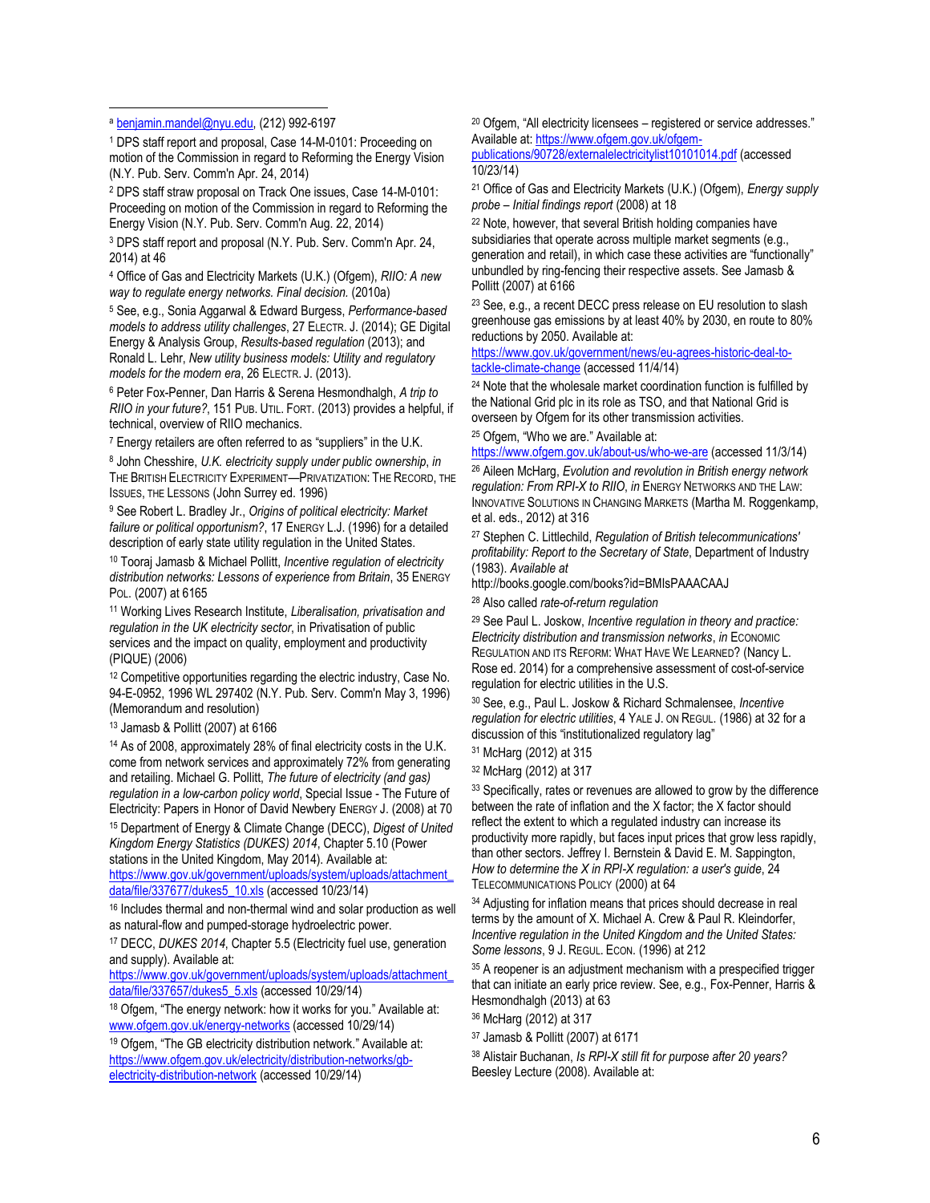[a] benjamin.mandel@nyu.edu, (212) 992-6197

[1] DPS staff report and proposal, Case 14-M-0101: Proceeding on motion of the Commission in regard to Reforming the Energy Vision (N.Y. Pub. Serv. Comm'n Apr. 24, 2014)

[2] DPS staff straw proposal on Track One issues, Case 14-M-0101: Proceeding on motion of the Commission in regard to Reforming the Energy Vision (N.Y. Pub. Serv. Comm'n Aug. 22, 2014)

[3] DPS staff report and proposal (N.Y. Pub. Serv. Comm'n Apr. 24, 2014) at 46

[4] Office of Gas and Electricity Markets (U.K.) (Ofgem), *RIIO: A new way to regulate energy networks. Final decision.* (2010a)

[5] See, e.g., Sonia Aggarwal & Edward Burgess, *Performance-based models to address utility challenges*, 27 ELECTR. J. (2014); GE Digital Energy & Analysis Group, *Results-based regulation* (2013); and Ronald L. Lehr, *New utility business models: Utility and regulatory models for the modern era*, 26 ELECTR. J. (2013).

[6] Peter Fox-Penner, Dan Harris & Serena Hesmondhalgh, *A trip to RIIO in your future?*, 151 PUB. UTIL. FORT. (2013) provides a helpful, if technical, overview of RIIO mechanics.

[7] Energy retailers are often referred to as "suppliers" in the U.K.

[8] John Chesshire, *U.K. electricity supply under public ownership*, *in* THE BRITISH ELECTRICITY EXPERIMENT—PRIVATIZATION: THE RECORD, THE ISSUES, THE LESSONS (John Surrey ed. 1996)

[9] See Robert L. Bradley Jr., *Origins of political electricity: Market failure or political opportunism?*, 17 ENERGY L.J. (1996) for a detailed description of early state utility regulation in the United States.

[10] Tooraj Jamasb & Michael Pollitt, *Incentive regulation of electricity distribution networks: Lessons of experience from Britain*, 35 ENERGY POL. (2007) at 6165

[11] Working Lives Research Institute, *Liberalisation, privatisation and regulation in the UK electricity sector*, in Privatisation of public services and the impact on quality, employment and productivity (PIQUE) (2006)

[12] Competitive opportunities regarding the electric industry, Case No. 94-E-0952, 1996 WL 297402 (N.Y. Pub. Serv. Comm'n May 3, 1996) (Memorandum and resolution)

[13] Jamasb & Pollitt (2007) at 6166

[14] As of 2008, approximately 28% of final electricity costs in the U.K. come from network services and approximately 72% from generating and retailing. Michael G. Pollitt, *The future of electricity (and gas) regulation in a low-carbon policy world*, Special Issue - The Future of Electricity: Papers in Honor of David Newbery ENERGY J. (2008) at 70

[15] Department of Energy & Climate Change (DECC), *Digest of United Kingdom Energy Statistics (DUKES) 2014*, Chapter 5.10 (Power stations in the United Kingdom, May 2014). Available at: https://www.gov.uk/government/uploads/system/uploads/attachment_data/file/337677/dukes5_10.xls (accessed 10/23/14)

[16] Includes thermal and non-thermal wind and solar production as well as natural-flow and pumped-storage hydroelectric power.

[17] DECC, *DUKES 2014*, Chapter 5.5 (Electricity fuel use, generation and supply). Available at: https://www.gov.uk/government/uploads/system/uploads/attachment_data/file/337657/dukes5_5.xls (accessed 10/29/14)

[18] Ofgem, "The energy network: how it works for you." Available at: www.ofgem.gov.uk/energy-networks (accessed 10/29/14)

[19] Ofgem, "The GB electricity distribution network." Available at: https://www.ofgem.gov.uk/electricity/distribution-networks/gb-electricity-distribution-network (accessed 10/29/14)

[20] Ofgem, "All electricity licensees – registered or service addresses." Available at: https://www.ofgem.gov.uk/ofgem-publications/90728/externalelectricitylist10101014.pdf (accessed 10/23/14)

[21] Office of Gas and Electricity Markets (U.K.) (Ofgem), *Energy supply probe – Initial findings report* (2008) at 18

[22] Note, however, that several British holding companies have subsidiaries that operate across multiple market segments (e.g., generation and retail), in which case these activities are "functionally" unbundled by ring-fencing their respective assets. See Jamasb & Pollitt (2007) at 6166

[23] See, e.g., a recent DECC press release on EU resolution to slash greenhouse gas emissions by at least 40% by 2030, en route to 80% reductions by 2050. Available at: https://www.gov.uk/government/news/eu-agrees-historic-deal-to-tackle-climate-change (accessed 11/4/14)

[24] Note that the wholesale market coordination function is fulfilled by the National Grid plc in its role as TSO, and that National Grid is overseen by Ofgem for its other transmission activities.

[25] Ofgem, "Who we are." Available at: https://www.ofgem.gov.uk/about-us/who-we-are (accessed 11/3/14)

[26] Aileen McHarg, *Evolution and revolution in British energy network regulation: From RPI-X to RIIO*, *in* ENERGY NETWORKS AND THE LAW: INNOVATIVE SOLUTIONS IN CHANGING MARKETS (Martha M. Roggenkamp, et al. eds., 2012) at 316

[27] Stephen C. Littlechild, *Regulation of British telecommunications' profitability: Report to the Secretary of State*, Department of Industry (1983). *Available at* http://books.google.com/books?id=BMIsPAAACAAJ

[28] Also called *rate-of-return regulation*

[29] See Paul L. Joskow, *Incentive regulation in theory and practice: Electricity distribution and transmission networks*, *in* ECONOMIC REGULATION AND ITS REFORM: WHAT HAVE WE LEARNED? (Nancy L. Rose ed. 2014) for a comprehensive assessment of cost-of-service regulation for electric utilities in the U.S.

[30] See, e.g., Paul L. Joskow & Richard Schmalensee, *Incentive regulation for electric utilities*, 4 YALE J. ON REGUL. (1986) at 32 for a discussion of this "institutionalized regulatory lag"

[31] McHarg (2012) at 315

[32] McHarg (2012) at 317

[33] Specifically, rates or revenues are allowed to grow by the difference between the rate of inflation and the X factor; the X factor should reflect the extent to which a regulated industry can increase its productivity more rapidly, but faces input prices that grow less rapidly, than other sectors. Jeffrey I. Bernstein & David E. M. Sappington, *How to determine the X in RPI-X regulation: a user's guide*, 24 TELECOMMUNICATIONS POLICY (2000) at 64

[34] Adjusting for inflation means that prices should decrease in real terms by the amount of X. Michael A. Crew & Paul R. Kleindorfer, *Incentive regulation in the United Kingdom and the United States: Some lessons*, 9 J. REGUL. ECON. (1996) at 212

[35] A reopener is an adjustment mechanism with a prespecified trigger that can initiate an early price review. See, e.g., Fox-Penner, Harris & Hesmondhalgh (2013) at 63

[36] McHarg (2012) at 317

[37] Jamasb & Pollitt (2007) at 6171

[38] Alistair Buchanan, *Is RPI-X still fit for purpose after 20 years?* Beesley Lecture (2008). Available at: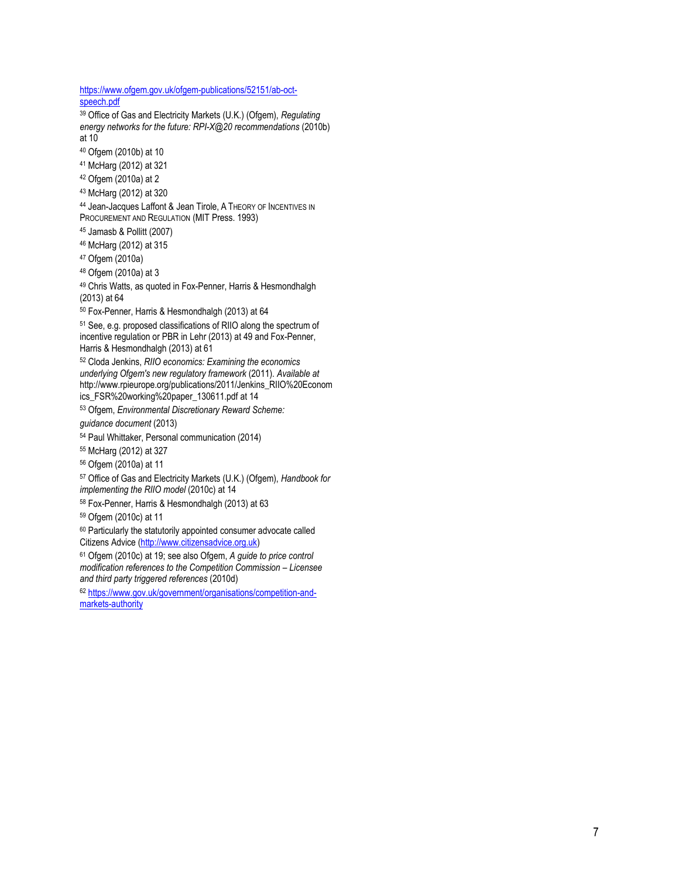https://www.ofgem.gov.uk/ofgem-publications/52151/ab-oct-speech.pdf

[39] Office of Gas and Electricity Markets (U.K.) (Ofgem), *Regulating energy networks for the future: RPI-X@20 recommendations* (2010b) at 10

[40] Ofgem (2010b) at 10

[41] McHarg (2012) at 321

[42] Ofgem (2010a) at 2

[43] McHarg (2012) at 320

[44] Jean-Jacques Laffont & Jean Tirole, A THEORY OF INCENTIVES IN PROCUREMENT AND REGULATION (MIT Press. 1993)

[45] Jamasb & Pollitt (2007)

[46] McHarg (2012) at 315

[47] Ofgem (2010a)

[48] Ofgem (2010a) at 3

[49] Chris Watts, as quoted in Fox-Penner, Harris & Hesmondhalgh (2013) at 64

[50] Fox-Penner, Harris & Hesmondhalgh (2013) at 64

[51] See, e.g. proposed classifications of RIIO along the spectrum of incentive regulation or PBR in Lehr (2013) at 49 and Fox-Penner, Harris & Hesmondhalgh (2013) at 61

[52] Cloda Jenkins, *RIIO economics: Examining the economics underlying Ofgem's new regulatory framework* (2011). *Available at* http://www.rpieurope.org/publications/2011/Jenkins_RIIO%20Economics_FSR%20working%20paper_130611.pdf at 14

[53] Ofgem, *Environmental Discretionary Reward Scheme: guidance document* (2013)

[54] Paul Whittaker, Personal communication (2014)

[55] McHarg (2012) at 327

[56] Ofgem (2010a) at 11

[57] Office of Gas and Electricity Markets (U.K.) (Ofgem), *Handbook for implementing the RIIO model* (2010c) at 14

[58] Fox-Penner, Harris & Hesmondhalgh (2013) at 63

[59] Ofgem (2010c) at 11

[60] Particularly the statutorily appointed consumer advocate called Citizens Advice (http://www.citizensadvice.org.uk)

[61] Ofgem (2010c) at 19; see also Ofgem, *A guide to price control modification references to the Competition Commission – Licensee and third party triggered references* (2010d)

[62] https://www.gov.uk/government/organisations/competition-and-markets-authority